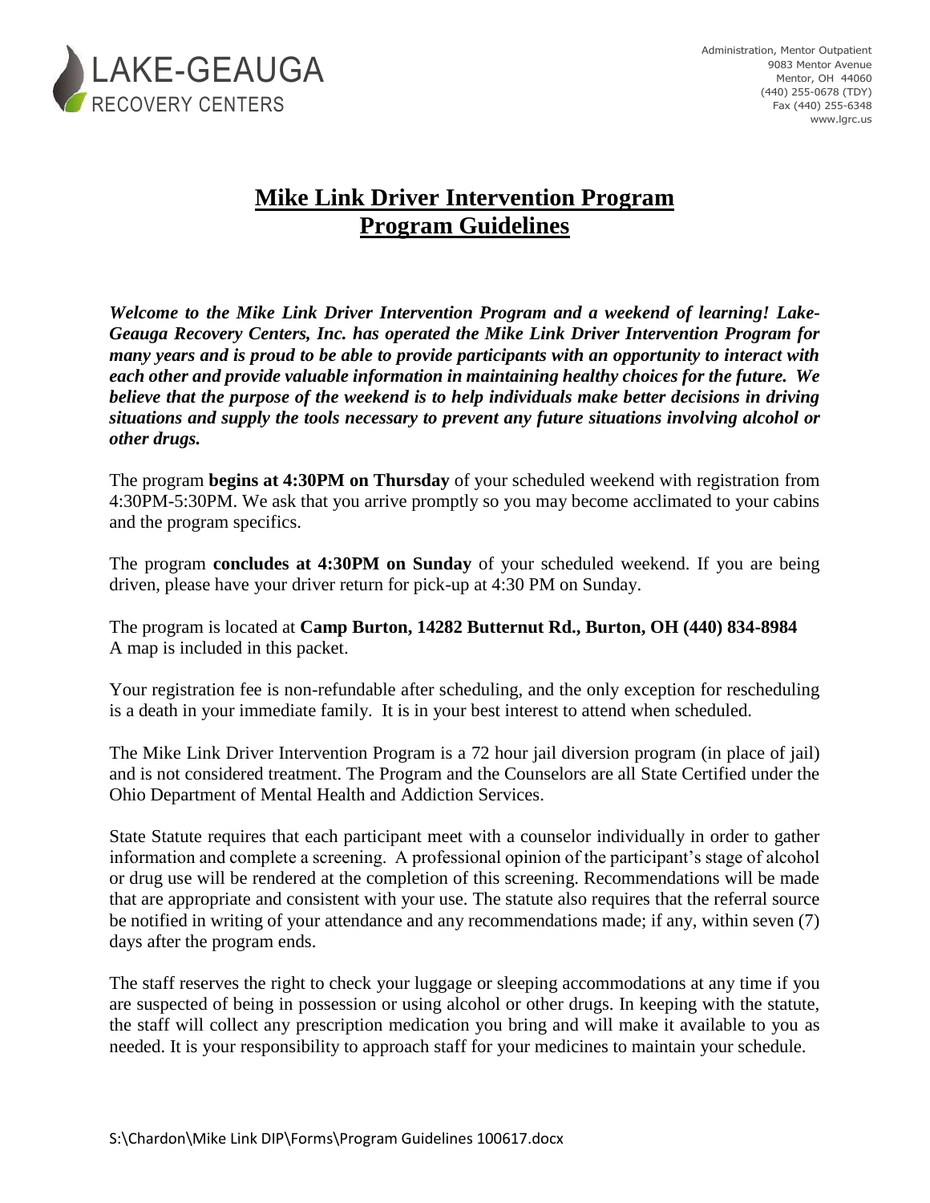LAKE-GEAUGA
RECOVERY CENTERS

Administration, Mentor Outpatient
9083 Mentor Avenue
Mentor, OH 44060
(440) 255-0678 (TDY)
Fax (440) 255-6348
www.lgrc.us

# Mike Link Driver Intervention Program
## Program Guidelines

***Welcome to the Mike Link Driver Intervention Program and a weekend of learning! Lake-Geauga Recovery Centers, Inc. has operated the Mike Link Driver Intervention Program for many years and is proud to be able to provide participants with an opportunity to interact with each other and provide valuable information in maintaining healthy choices for the future. We believe that the purpose of the weekend is to help individuals make better decisions in driving situations and supply the tools necessary to prevent any future situations involving alcohol or other drugs.***

The program **begins at 4:30PM on Thursday** of your scheduled weekend with registration from 4:30PM-5:30PM. We ask that you arrive promptly so you may become acclimated to your cabins and the program specifics.

The program **concludes at 4:30PM on Sunday** of your scheduled weekend. If you are being driven, please have your driver return for pick-up at 4:30 PM on Sunday.

The program is located at **Camp Burton, 14282 Butternut Rd., Burton, OH (440) 834-8984**
A map is included in this packet.

Your registration fee is non-refundable after scheduling, and the only exception for rescheduling is a death in your immediate family. It is in your best interest to attend when scheduled.

The Mike Link Driver Intervention Program is a 72 hour jail diversion program (in place of jail) and is not considered treatment. The Program and the Counselors are all State Certified under the Ohio Department of Mental Health and Addiction Services.

State Statute requires that each participant meet with a counselor individually in order to gather information and complete a screening. A professional opinion of the participant's stage of alcohol or drug use will be rendered at the completion of this screening. Recommendations will be made that are appropriate and consistent with your use. The statute also requires that the referral source be notified in writing of your attendance and any recommendations made; if any, within seven (7) days after the program ends.

The staff reserves the right to check your luggage or sleeping accommodations at any time if you are suspected of being in possession or using alcohol or other drugs. In keeping with the statute, the staff will collect any prescription medication you bring and will make it available to you as needed. It is your responsibility to approach staff for your medicines to maintain your schedule.

S:\Chardon\Mike Link DIP\Forms\Program Guidelines 100617.docx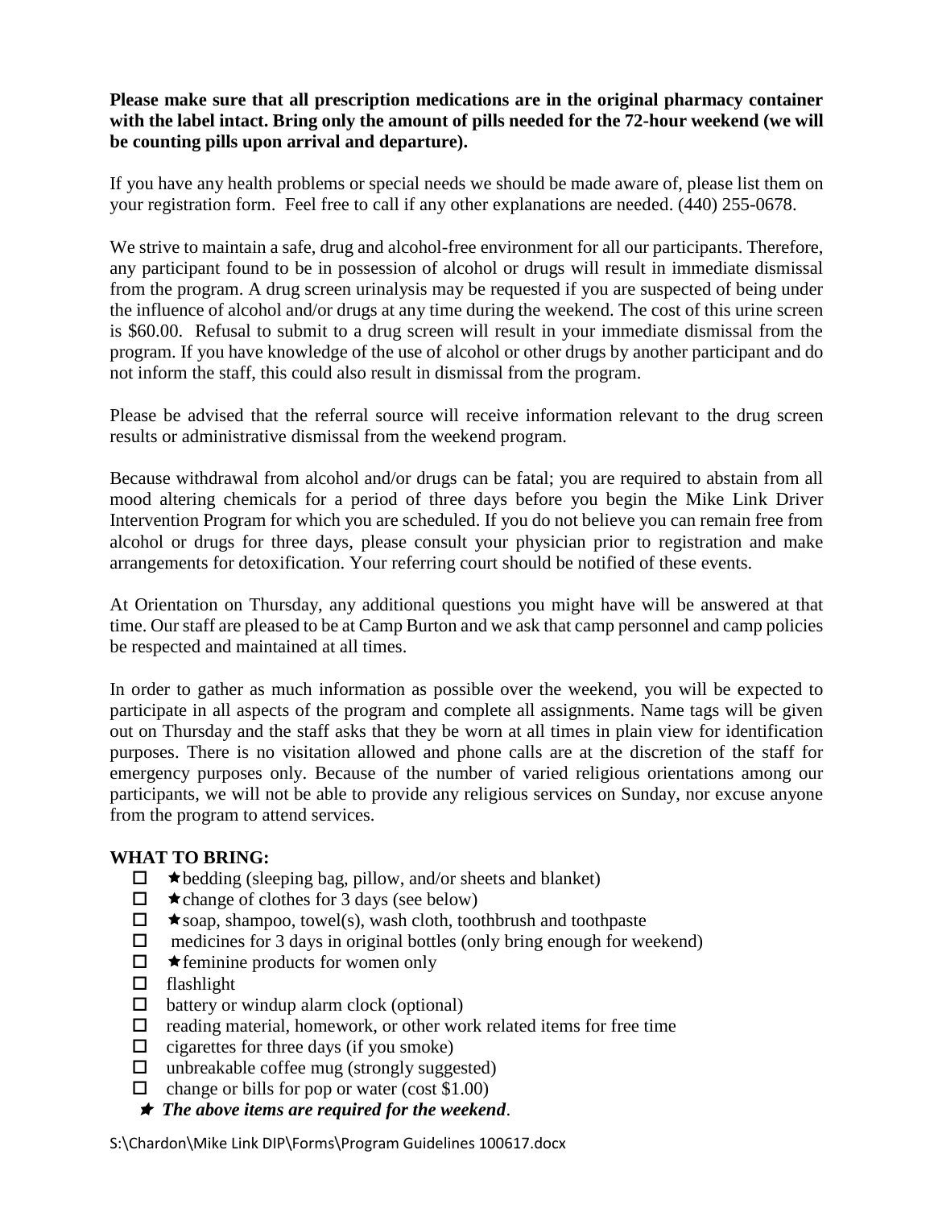**Please make sure that all prescription medications are in the original pharmacy container with the label intact. Bring only the amount of pills needed for the 72-hour weekend (we will be counting pills upon arrival and departure).**

If you have any health problems or special needs we should be made aware of, please list them on your registration form. Feel free to call if any other explanations are needed. (440) 255-0678.

We strive to maintain a safe, drug and alcohol-free environment for all our participants. Therefore, any participant found to be in possession of alcohol or drugs will result in immediate dismissal from the program. A drug screen urinalysis may be requested if you are suspected of being under the influence of alcohol and/or drugs at any time during the weekend. The cost of this urine screen is $60.00. Refusal to submit to a drug screen will result in your immediate dismissal from the program. If you have knowledge of the use of alcohol or other drugs by another participant and do not inform the staff, this could also result in dismissal from the program.

Please be advised that the referral source will receive information relevant to the drug screen results or administrative dismissal from the weekend program.

Because withdrawal from alcohol and/or drugs can be fatal; you are required to abstain from all mood altering chemicals for a period of three days before you begin the Mike Link Driver Intervention Program for which you are scheduled. If you do not believe you can remain free from alcohol or drugs for three days, please consult your physician prior to registration and make arrangements for detoxification. Your referring court should be notified of these events.

At Orientation on Thursday, any additional questions you might have will be answered at that time. Our staff are pleased to be at Camp Burton and we ask that camp personnel and camp policies be respected and maintained at all times.

In order to gather as much information as possible over the weekend, you will be expected to participate in all aspects of the program and complete all assignments. Name tags will be given out on Thursday and the staff asks that they be worn at all times in plain view for identification purposes. There is no visitation allowed and phone calls are at the discretion of the staff for emergency purposes only. Because of the number of varied religious orientations among our participants, we will not be able to provide any religious services on Sunday, nor excuse anyone from the program to attend services.

**WHAT TO BRING:**

- ☐ ★bedding (sleeping bag, pillow, and/or sheets and blanket)
- ☐ ★change of clothes for 3 days (see below)
- ☐ ★soap, shampoo, towel(s), wash cloth, toothbrush and toothpaste
- ☐ medicines for 3 days in original bottles (only bring enough for weekend)
- ☐ ★feminine products for women only
- ☐ flashlight
- ☐ battery or windup alarm clock (optional)
- ☐ reading material, homework, or other work related items for free time
- ☐ cigarettes for three days (if you smoke)
- ☐ unbreakable coffee mug (strongly suggested)
- ☐ change or bills for pop or water (cost $1.00)

★ ***The above items are required for the weekend***.

S:\Chardon\Mike Link DIP\Forms\Program Guidelines 100617.docx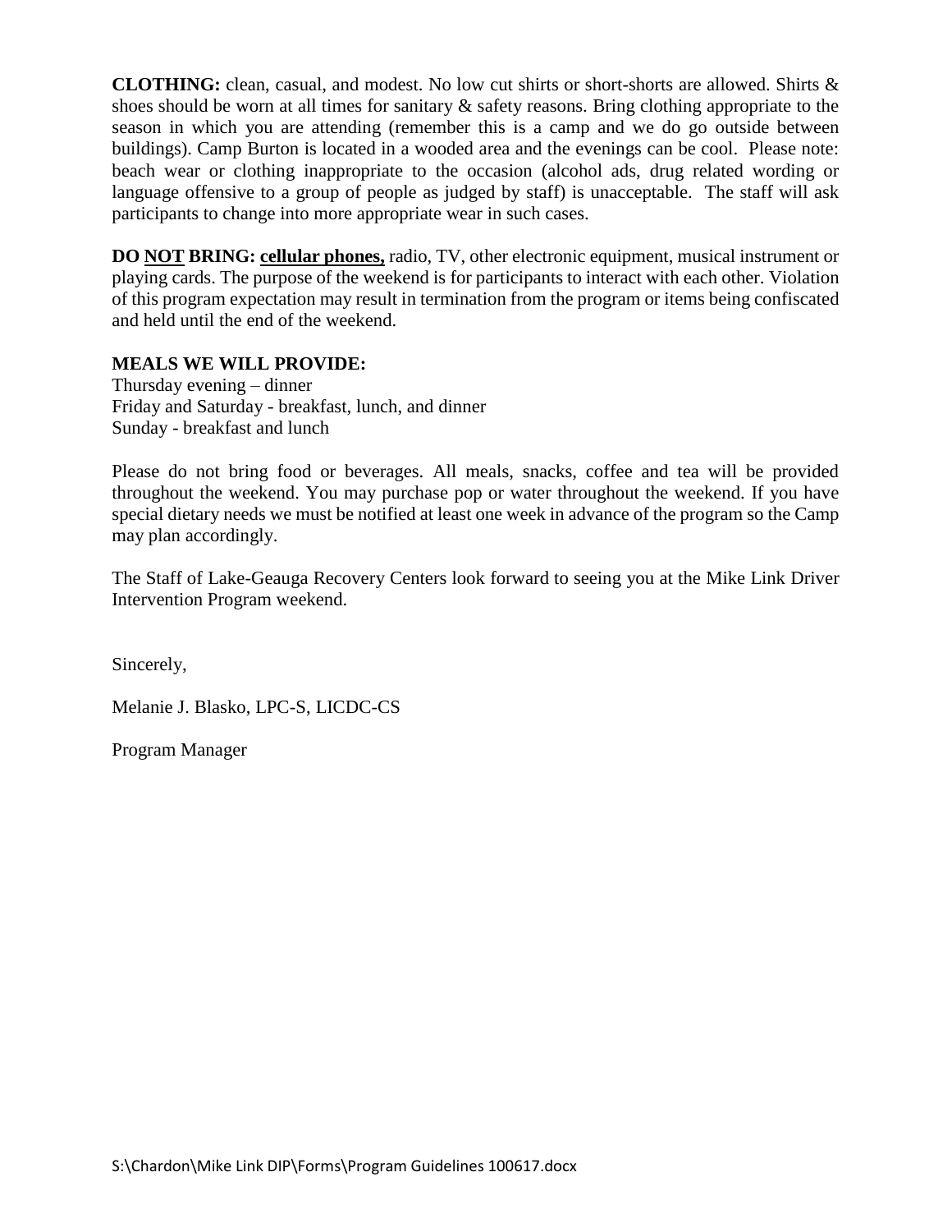**CLOTHING:** clean, casual, and modest. No low cut shirts or short-shorts are allowed. Shirts & shoes should be worn at all times for sanitary & safety reasons. Bring clothing appropriate to the season in which you are attending (remember this is a camp and we do go outside between buildings). Camp Burton is located in a wooded area and the evenings can be cool. Please note: beach wear or clothing inappropriate to the occasion (alcohol ads, drug related wording or language offensive to a group of people as judged by staff) is unacceptable. The staff will ask participants to change into more appropriate wear in such cases.

**DO <u>NOT</u> BRING: <u>cellular phones,</u>** radio, TV, other electronic equipment, musical instrument or playing cards. The purpose of the weekend is for participants to interact with each other. Violation of this program expectation may result in termination from the program or items being confiscated and held until the end of the weekend.

**MEALS WE WILL PROVIDE:**

Thursday evening – dinner
Friday and Saturday - breakfast, lunch, and dinner
Sunday - breakfast and lunch

Please do not bring food or beverages. All meals, snacks, coffee and tea will be provided throughout the weekend. You may purchase pop or water throughout the weekend. If you have special dietary needs we must be notified at least one week in advance of the program so the Camp may plan accordingly.

The Staff of Lake-Geauga Recovery Centers look forward to seeing you at the Mike Link Driver Intervention Program weekend.

Sincerely,

Melanie J. Blasko, LPC-S, LICDC-CS

Program Manager

S:\Chardon\Mike Link DIP\Forms\Program Guidelines 100617.docx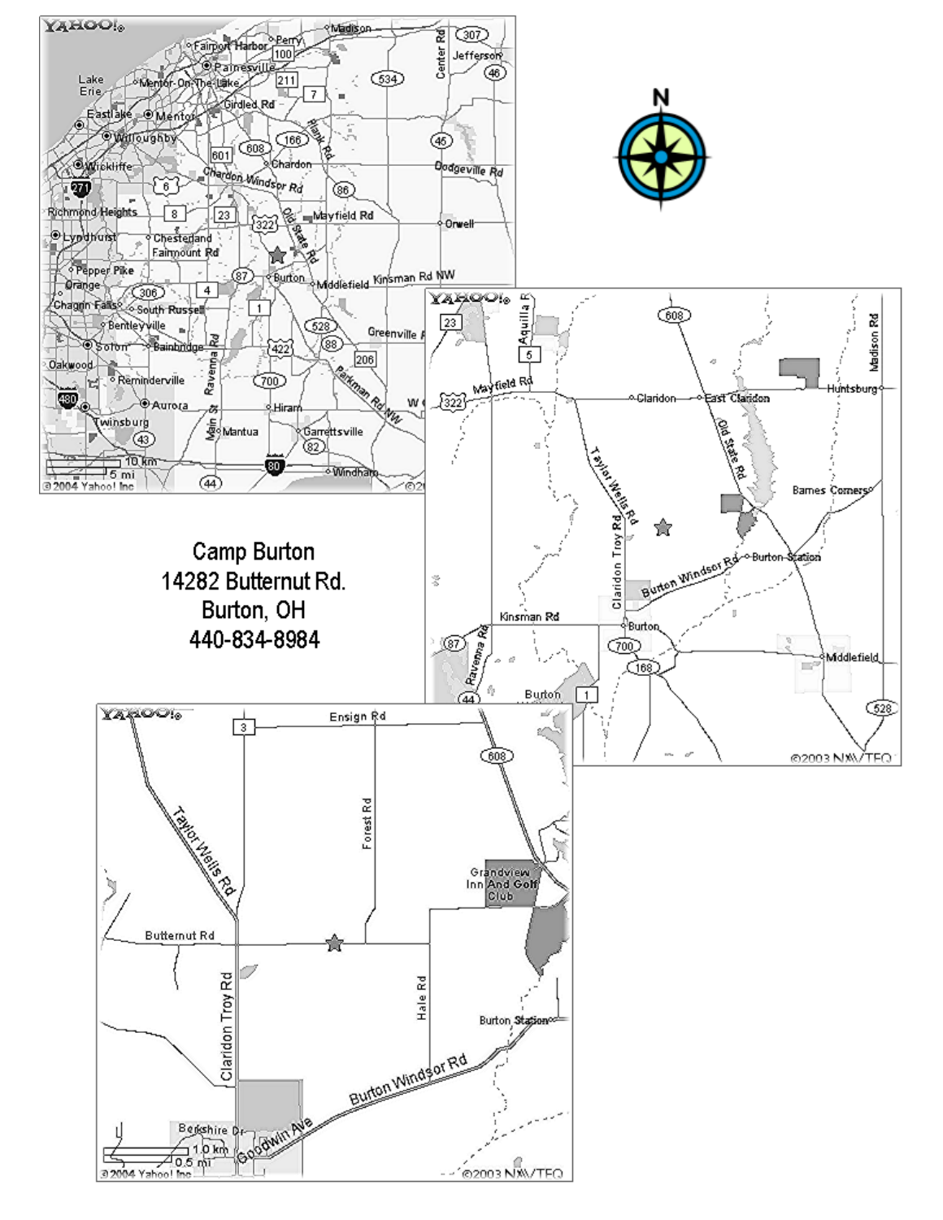Camp Burton
14282 Butternut Rd.
Burton, OH
440-834-8984